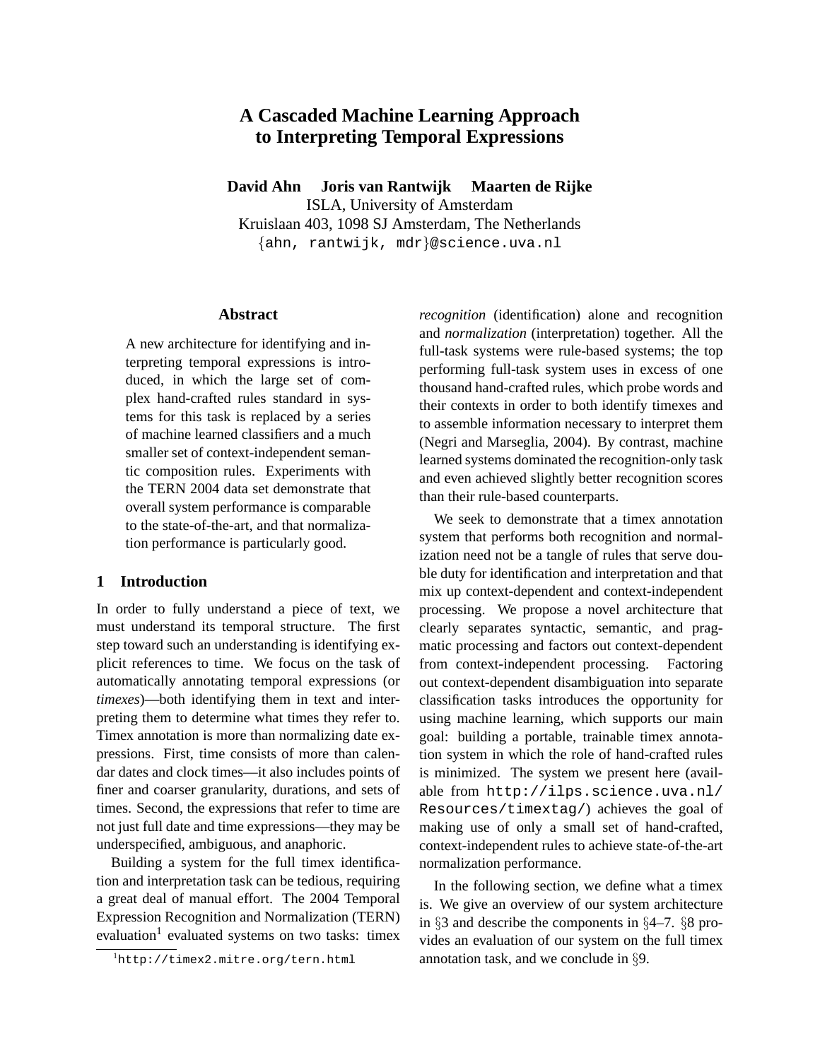# A Cascaded Machine Learning Approach to Interpreting Temporal Expressions

**David Ahn    Joris van Rantwijk    Maarten de Rijke**

ISLA, University of Amsterdam
Kruislaan 403, 1098 SJ Amsterdam, The Netherlands
{ahn, rantwijk, mdr}@science.uva.nl

## Abstract

A new architecture for identifying and interpreting temporal expressions is introduced, in which the large set of complex hand-crafted rules standard in systems for this task is replaced by a series of machine learned classifiers and a much smaller set of context-independent semantic composition rules. Experiments with the TERN 2004 data set demonstrate that overall system performance is comparable to the state-of-the-art, and that normalization performance is particularly good.

## 1 Introduction

In order to fully understand a piece of text, we must understand its temporal structure. The first step toward such an understanding is identifying explicit references to time. We focus on the task of automatically annotating temporal expressions (or *timexes*)—both identifying them in text and interpreting them to determine what times they refer to. Timex annotation is more than normalizing date expressions. First, time consists of more than calendar dates and clock times—it also includes points of finer and coarser granularity, durations, and sets of times. Second, the expressions that refer to time are not just full date and time expressions—they may be underspecified, ambiguous, and anaphoric.

Building a system for the full timex identification and interpretation task can be tedious, requiring a great deal of manual effort. The 2004 Temporal Expression Recognition and Normalization (TERN) evaluation[1] evaluated systems on two tasks: timex *recognition* (identification) alone and recognition and *normalization* (interpretation) together. All the full-task systems were rule-based systems; the top performing full-task system uses in excess of one thousand hand-crafted rules, which probe words and their contexts in order to both identify timexes and to assemble information necessary to interpret them (Negri and Marseglia, 2004). By contrast, machine learned systems dominated the recognition-only task and even achieved slightly better recognition scores than their rule-based counterparts.

We seek to demonstrate that a timex annotation system that performs both recognition and normalization need not be a tangle of rules that serve double duty for identification and interpretation and that mix up context-dependent and context-independent processing. We propose a novel architecture that clearly separates syntactic, semantic, and pragmatic processing and factors out context-dependent from context-independent processing. Factoring out context-dependent disambiguation into separate classification tasks introduces the opportunity for using machine learning, which supports our main goal: building a portable, trainable timex annotation system in which the role of hand-crafted rules is minimized. The system we present here (available from http://ilps.science.uva.nl/Resources/timextag/) achieves the goal of making use of only a small set of hand-crafted, context-independent rules to achieve state-of-the-art normalization performance.

In the following section, we define what a timex is. We give an overview of our system architecture in §3 and describe the components in §4–7. §8 provides an evaluation of our system on the full timex annotation task, and we conclude in §9.

[1] http://timex2.mitre.org/tern.html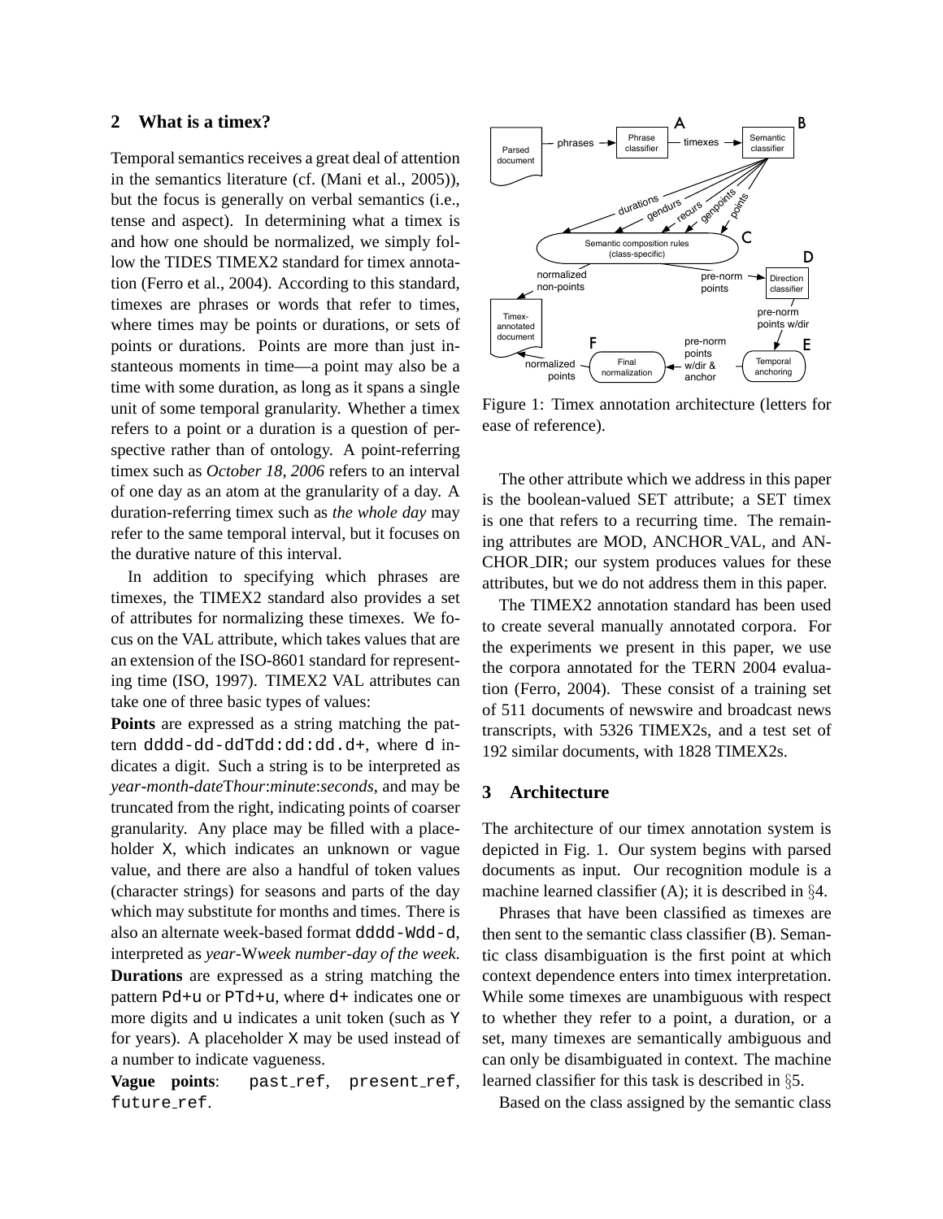## 2 What is a timex?

Temporal semantics receives a great deal of attention in the semantics literature (cf. (Mani et al., 2005)), but the focus is generally on verbal semantics (i.e., tense and aspect). In determining what a timex is and how one should be normalized, we simply follow the TIDES TIMEX2 standard for timex annotation (Ferro et al., 2004). According to this standard, timexes are phrases or words that refer to times, where times may be points or durations, or sets of points or durations. Points are more than just instantaneous moments in time—a point may also be a time with some duration, as long as it spans a single unit of some temporal granularity. Whether a timex refers to a point or a duration is a question of perspective rather than of ontology. A point-referring timex such as *October 18, 2006* refers to an interval of one day as an atom at the granularity of a day. A duration-referring timex such as *the whole day* may refer to the same temporal interval, but it focuses on the durative nature of this interval.

In addition to specifying which phrases are timexes, the TIMEX2 standard also provides a set of attributes for normalizing these timexes. We focus on the VAL attribute, which takes values that are an extension of the ISO-8601 standard for representing time (ISO, 1997). TIMEX2 VAL attributes can take one of three basic types of values:

**Points** are expressed as a string matching the pattern `dddd-dd-ddTdd:dd:dd.d+`, where `d` indicates a digit. Such a string is to be interpreted as *year*-*month*-*date*T*hour*:*minute*:*seconds*, and may be truncated from the right, indicating points of coarser granularity. Any place may be filled with a placeholder `X`, which indicates an unknown or vague value, and there are also a handful of token values (character strings) for seasons and parts of the day which may substitute for months and times. There is also an alternate week-based format `dddd-Wdd-d`, interpreted as *year*-W*week number*-*day of the week*.

**Durations** are expressed as a string matching the pattern `Pd+u` or `PTd+u`, where `d+` indicates one or more digits and `u` indicates a unit token (such as `Y` for years). A placeholder `X` may be used instead of a number to indicate vagueness.

**Vague points**: `past_ref`, `present_ref`, `future_ref`.

Figure 1: Timex annotation architecture (letters for ease of reference).

The other attribute which we address in this paper is the boolean-valued SET attribute; a SET timex is one that refers to a recurring time. The remaining attributes are MOD, ANCHOR_VAL, and ANCHOR_DIR; our system produces values for these attributes, but we do not address them in this paper.

The TIMEX2 annotation standard has been used to create several manually annotated corpora. For the experiments we present in this paper, we use the corpora annotated for the TERN 2004 evaluation (Ferro, 2004). These consist of a training set of 511 documents of newswire and broadcast news transcripts, with 5326 TIMEX2s, and a test set of 192 similar documents, with 1828 TIMEX2s.

## 3 Architecture

The architecture of our timex annotation system is depicted in Fig. 1. Our system begins with parsed documents as input. Our recognition module is a machine learned classifier (A); it is described in §4.

Phrases that have been classified as timexes are then sent to the semantic class classifier (B). Semantic class disambiguation is the first point at which context dependence enters into timex interpretation. While some timexes are unambiguous with respect to whether they refer to a point, a duration, or a set, many timexes are semantically ambiguous and can only be disambiguated in context. The machine learned classifier for this task is described in §5.

Based on the class assigned by the semantic class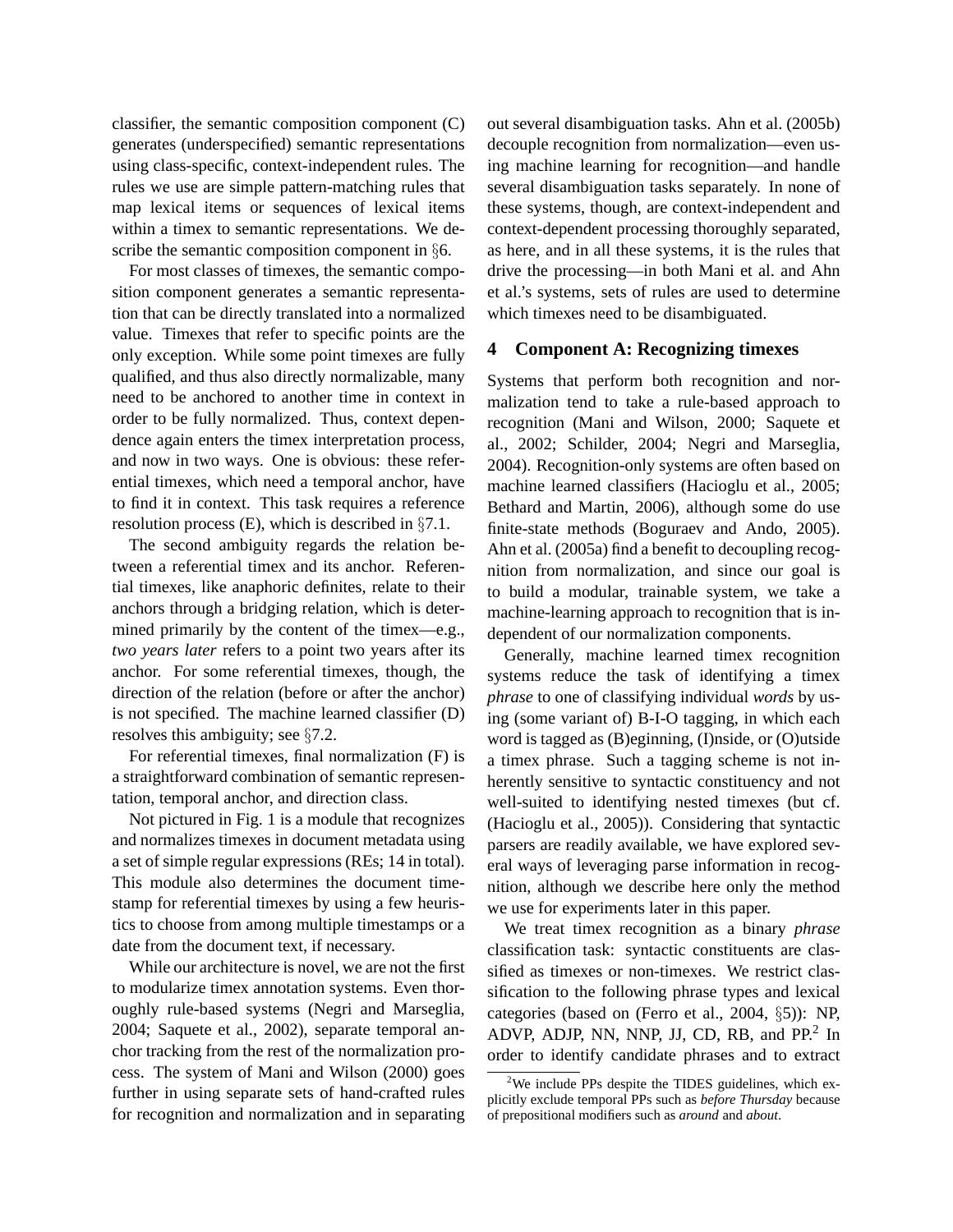classifier, the semantic composition component (C) generates (underspecified) semantic representations using class-specific, context-independent rules. The rules we use are simple pattern-matching rules that map lexical items or sequences of lexical items within a timex to semantic representations. We describe the semantic composition component in §6.

For most classes of timexes, the semantic composition component generates a semantic representation that can be directly translated into a normalized value. Timexes that refer to specific points are the only exception. While some point timexes are fully qualified, and thus also directly normalizable, many need to be anchored to another time in context in order to be fully normalized. Thus, context dependence again enters the timex interpretation process, and now in two ways. One is obvious: these referential timexes, which need a temporal anchor, have to find it in context. This task requires a reference resolution process (E), which is described in §7.1.

The second ambiguity regards the relation between a referential timex and its anchor. Referential timexes, like anaphoric definites, relate to their anchors through a bridging relation, which is determined primarily by the content of the timex—e.g., *two years later* refers to a point two years after its anchor. For some referential timexes, though, the direction of the relation (before or after the anchor) is not specified. The machine learned classifier (D) resolves this ambiguity; see §7.2.

For referential timexes, final normalization (F) is a straightforward combination of semantic representation, temporal anchor, and direction class.

Not pictured in Fig. 1 is a module that recognizes and normalizes timexes in document metadata using a set of simple regular expressions (REs; 14 in total). This module also determines the document timestamp for referential timexes by using a few heuristics to choose from among multiple timestamps or a date from the document text, if necessary.

While our architecture is novel, we are not the first to modularize timex annotation systems. Even thoroughly rule-based systems (Negri and Marseglia, 2004; Saquete et al., 2002), separate temporal anchor tracking from the rest of the normalization process. The system of Mani and Wilson (2000) goes further in using separate sets of hand-crafted rules for recognition and normalization and in separating out several disambiguation tasks. Ahn et al. (2005b) decouple recognition from normalization—even using machine learning for recognition—and handle several disambiguation tasks separately. In none of these systems, though, are context-independent and context-dependent processing thoroughly separated, as here, and in all these systems, it is the rules that drive the processing—in both Mani et al. and Ahn et al.'s systems, sets of rules are used to determine which timexes need to be disambiguated.

## 4 Component A: Recognizing timexes

Systems that perform both recognition and normalization tend to take a rule-based approach to recognition (Mani and Wilson, 2000; Saquete et al., 2002; Schilder, 2004; Negri and Marseglia, 2004). Recognition-only systems are often based on machine learned classifiers (Hacioglu et al., 2005; Bethard and Martin, 2006), although some do use finite-state methods (Boguraev and Ando, 2005). Ahn et al. (2005a) find a benefit to decoupling recognition from normalization, and since our goal is to build a modular, trainable system, we take a machine-learning approach to recognition that is independent of our normalization components.

Generally, machine learned timex recognition systems reduce the task of identifying a timex *phrase* to one of classifying individual *words* by using (some variant of) B-I-O tagging, in which each word is tagged as (B)eginning, (I)nside, or (O)utside a timex phrase. Such a tagging scheme is not inherently sensitive to syntactic constituency and not well-suited to identifying nested timexes (but cf. (Hacioglu et al., 2005)). Considering that syntactic parsers are readily available, we have explored several ways of leveraging parse information in recognition, although we describe here only the method we use for experiments later in this paper.

We treat timex recognition as a binary *phrase* classification task: syntactic constituents are classified as timexes or non-timexes. We restrict classification to the following phrase types and lexical categories (based on (Ferro et al., 2004, §5)): NP, ADVP, ADJP, NN, NNP, JJ, CD, RB, and PP.[2] In order to identify candidate phrases and to extract

[2] We include PPs despite the TIDES guidelines, which explicitly exclude temporal PPs such as *before Thursday* because of prepositional modifiers such as *around* and *about*.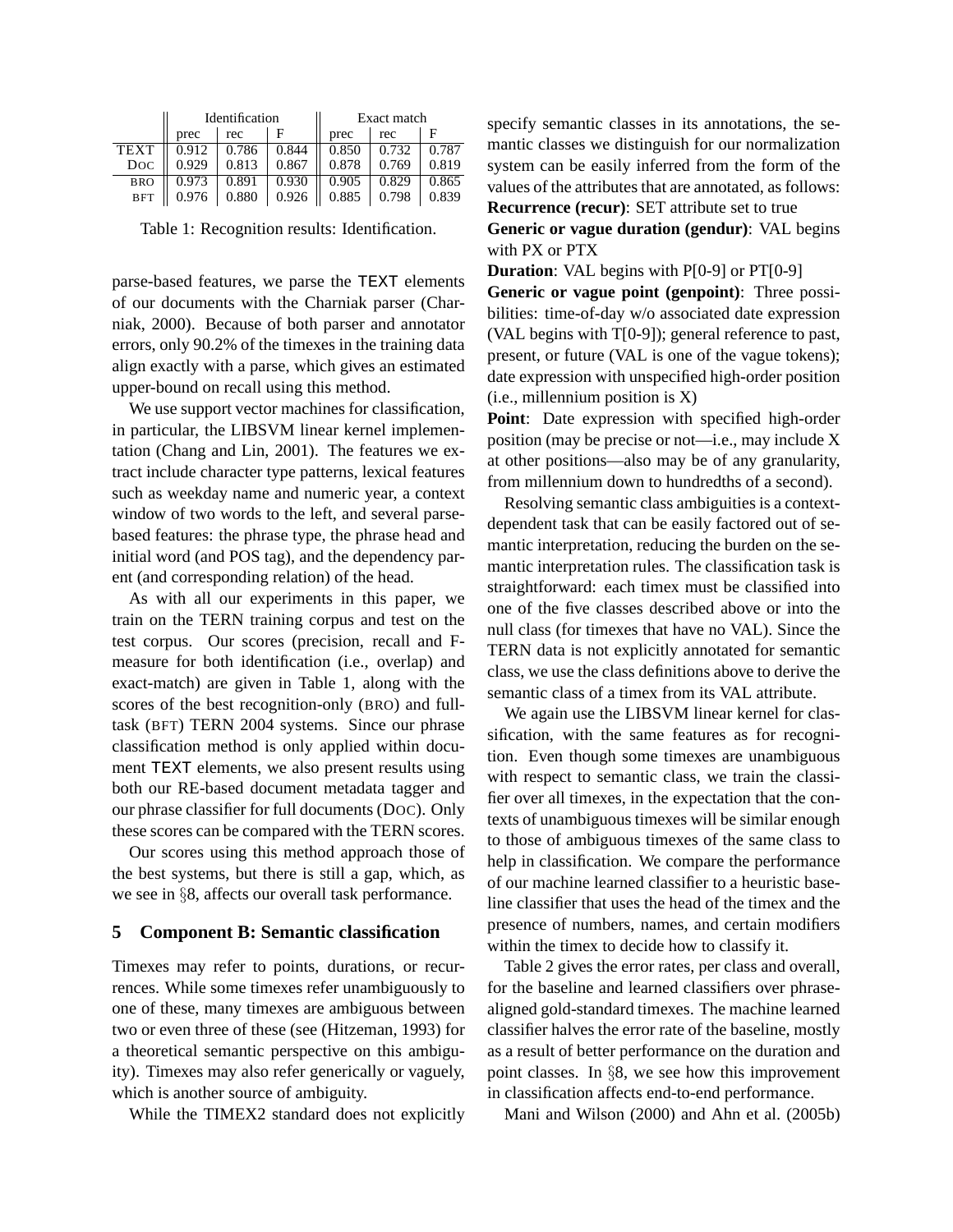| | Identification | | | Exact match | | |
|---|---|---|---|---|---|---|
| | prec | rec | F | prec | rec | F |
| TEXT | 0.912 | 0.786 | 0.844 | 0.850 | 0.732 | 0.787 |
| DOC | 0.929 | 0.813 | 0.867 | 0.878 | 0.769 | 0.819 |
| BRO | 0.973 | 0.891 | 0.930 | 0.905 | 0.829 | 0.865 |
| BFT | 0.976 | 0.880 | 0.926 | 0.885 | 0.798 | 0.839 |

Table 1: Recognition results: Identification.

parse-based features, we parse the TEXT elements of our documents with the Charniak parser (Charniak, 2000). Because of both parser and annotator errors, only 90.2% of the timexes in the training data align exactly with a parse, which gives an estimated upper-bound on recall using this method.

We use support vector machines for classification, in particular, the LIBSVM linear kernel implementation (Chang and Lin, 2001). The features we extract include character type patterns, lexical features such as weekday name and numeric year, a context window of two words to the left, and several parse-based features: the phrase type, the phrase head and initial word (and POS tag), and the dependency parent (and corresponding relation) of the head.

As with all our experiments in this paper, we train on the TERN training corpus and test on the test corpus. Our scores (precision, recall and F-measure for both identification (i.e., overlap) and exact-match) are given in Table 1, along with the scores of the best recognition-only (BRO) and full-task (BFT) TERN 2004 systems. Since our phrase classification method is only applied within document TEXT elements, we also present results using both our RE-based document metadata tagger and our phrase classifier for full documents (DOC). Only these scores can be compared with the TERN scores.

Our scores using this method approach those of the best systems, but there is still a gap, which, as we see in §8, affects our overall task performance.

## 5 Component B: Semantic classification

Timexes may refer to points, durations, or recurrences. While some timexes refer unambiguously to one of these, many timexes are ambiguous between two or even three of these (see (Hitzeman, 1993) for a theoretical semantic perspective on this ambiguity). Timexes may also refer generically or vaguely, which is another source of ambiguity.

While the TIMEX2 standard does not explicitly specify semantic classes in its annotations, the semantic classes we distinguish for our normalization system can be easily inferred from the form of the values of the attributes that are annotated, as follows:

**Recurrence (recur)**: SET attribute set to true

**Generic or vague duration (gendur)**: VAL begins with PX or PTX

**Duration**: VAL begins with P[0-9] or PT[0-9]

**Generic or vague point (genpoint)**: Three possibilities: time-of-day w/o associated date expression (VAL begins with T[0-9]); general reference to past, present, or future (VAL is one of the vague tokens); date expression with unspecified high-order position (i.e., millennium position is X)

**Point**: Date expression with specified high-order position (may be precise or not—i.e., may include X at other positions—also may be of any granularity, from millennium down to hundredths of a second).

Resolving semantic class ambiguities is a context-dependent task that can be easily factored out of semantic interpretation, reducing the burden on the semantic interpretation rules. The classification task is straightforward: each timex must be classified into one of the five classes described above or into the null class (for timexes that have no VAL). Since the TERN data is not explicitly annotated for semantic class, we use the class definitions above to derive the semantic class of a timex from its VAL attribute.

We again use the LIBSVM linear kernel for classification, with the same features as for recognition. Even though some timexes are unambiguous with respect to semantic class, we train the classifier over all timexes, in the expectation that the contexts of unambiguous timexes will be similar enough to those of ambiguous timexes of the same class to help in classification. We compare the performance of our machine learned classifier to a heuristic baseline classifier that uses the head of the timex and the presence of numbers, names, and certain modifiers within the timex to decide how to classify it.

Table 2 gives the error rates, per class and overall, for the baseline and learned classifiers over phrase-aligned gold-standard timexes. The machine learned classifier halves the error rate of the baseline, mostly as a result of better performance on the duration and point classes. In §8, we see how this improvement in classification affects end-to-end performance.

Mani and Wilson (2000) and Ahn et al. (2005b)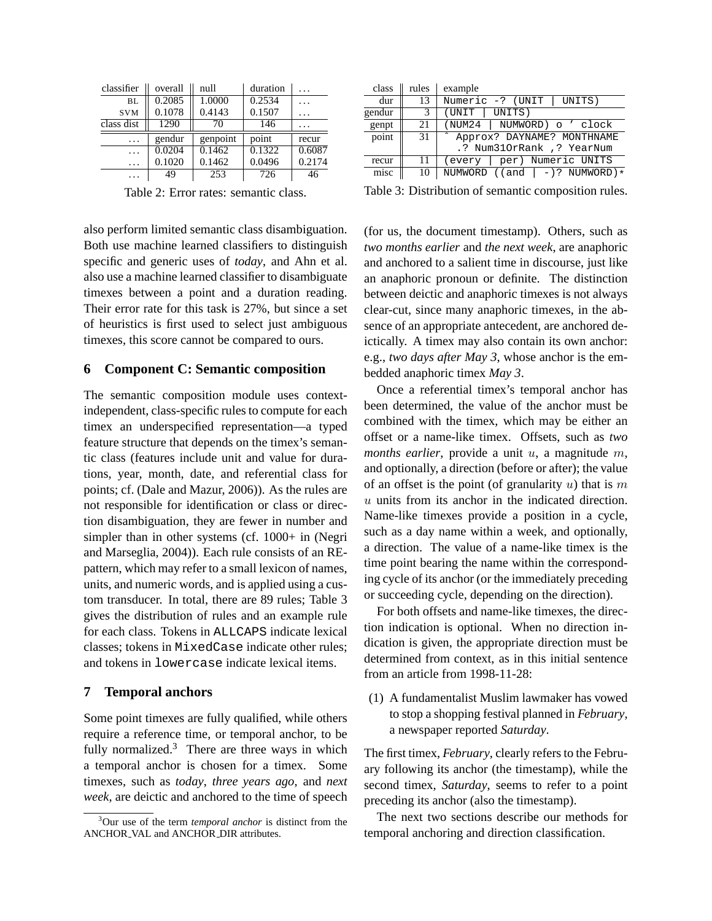| classifier | overall | null | duration | ... |
|---|---|---|---|---|
| BL | 0.2085 | 1.0000 | 0.2534 | ... |
| SVM | 0.1078 | 0.4143 | 0.1507 | ... |
| class dist | 1290 | 70 | 146 | ... |
| ... | gendur | genpoint | point | recur |
| ... | 0.0204 | 0.1462 | 0.1322 | 0.6087 |
| ... | 0.1020 | 0.1462 | 0.0496 | 0.2174 |
| ... | 49 | 253 | 726 | 46 |

Table 2: Error rates: semantic class.

| class | rules | example |
|---|---|---|
| dur | 13 | `Numeric -? (UNIT | UNITS)` |
| gendur | 3 | `(UNIT | UNITS)` |
| genpt | 21 | `(NUM24 | NUMWORD) o ' clock` |
| point | 31 | `^ Approx? DAYNAME? MONTHNAME .? Num31OrRank ,? YearNum` |
| recur | 11 | `(every | per) Numeric UNITS` |
| misc | 10 | `NUMWORD ((and | -)? NUMWORD)*` |

Table 3: Distribution of semantic composition rules.

also perform limited semantic class disambiguation. Both use machine learned classifiers to distinguish specific and generic uses of *today*, and Ahn et al. also use a machine learned classifier to disambiguate timexes between a point and a duration reading. Their error rate for this task is 27%, but since a set of heuristics is first used to select just ambiguous timexes, this score cannot be compared to ours.

## 6 Component C: Semantic composition

The semantic composition module uses context-independent, class-specific rules to compute for each timex an underspecified representation—a typed feature structure that depends on the timex's semantic class (features include unit and value for durations, year, month, date, and referential class for points; cf. (Dale and Mazur, 2006)). As the rules are not responsible for identification or class or direction disambiguation, they are fewer in number and simpler than in other systems (cf. 1000+ in (Negri and Marseglia, 2004)). Each rule consists of an RE-pattern, which may refer to a small lexicon of names, units, and numeric words, and is applied using a custom transducer. In total, there are 89 rules; Table 3 gives the distribution of rules and an example rule for each class. Tokens in `ALLCAPS` indicate lexical classes; tokens in `MixedCase` indicate other rules; and tokens in `lowercase` indicate lexical items.

## 7 Temporal anchors

Some point timexes are fully qualified, while others require a reference time, or temporal anchor, to be fully normalized.[3] There are three ways in which a temporal anchor is chosen for a timex. Some timexes, such as *today*, *three years ago*, and *next week*, are deictic and anchored to the time of speech (for us, the document timestamp). Others, such as *two months earlier* and *the next week*, are anaphoric and anchored to a salient time in discourse, just like an anaphoric pronoun or definite. The distinction between deictic and anaphoric timexes is not always clear-cut, since many anaphoric timexes, in the absence of an appropriate antecedent, are anchored deictically. A timex may also contain its own anchor: e.g., *two days after May 3*, whose anchor is the embedded anaphoric timex *May 3*.

Once a referential timex's temporal anchor has been determined, the value of the anchor must be combined with the timex, which may be either an offset or a name-like timex. Offsets, such as *two months earlier*, provide a unit $u$, a magnitude $m$, and optionally, a direction (before or after); the value of an offset is the point (of granularity $u$) that is $m$ $u$ units from its anchor in the indicated direction. Name-like timexes provide a position in a cycle, such as a day name within a week, and optionally, a direction. The value of a name-like timex is the time point bearing the name within the corresponding cycle of its anchor (or the immediately preceding or succeeding cycle, depending on the direction).

For both offsets and name-like timexes, the direction indication is optional. When no direction indication is given, the appropriate direction must be determined from context, as in this initial sentence from an article from 1998-11-28:

(1) A fundamentalist Muslim lawmaker has vowed to stop a shopping festival planned in *February*, a newspaper reported *Saturday*.

The first timex, *February*, clearly refers to the February following its anchor (the timestamp), while the second timex, *Saturday*, seems to refer to a point preceding its anchor (also the timestamp).

The next two sections describe our methods for temporal anchoring and direction classification.

[3] Our use of the term *temporal anchor* is distinct from the ANCHOR_VAL and ANCHOR_DIR attributes.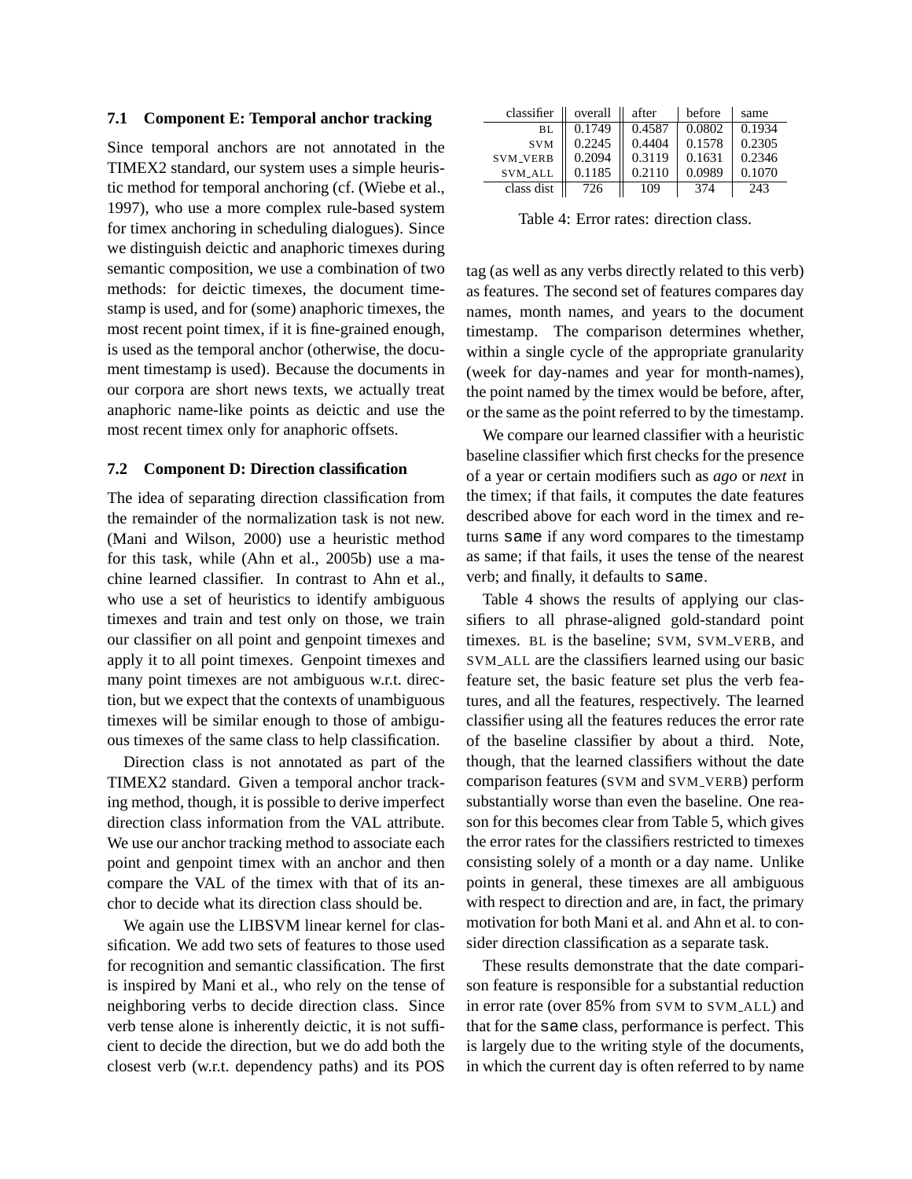### 7.1 Component E: Temporal anchor tracking

Since temporal anchors are not annotated in the TIMEX2 standard, our system uses a simple heuristic method for temporal anchoring (cf. (Wiebe et al., 1997), who use a more complex rule-based system for timex anchoring in scheduling dialogues). Since we distinguish deictic and anaphoric timexes during semantic composition, we use a combination of two methods: for deictic timexes, the document timestamp is used, and for (some) anaphoric timexes, the most recent point timex, if it is fine-grained enough, is used as the temporal anchor (otherwise, the document timestamp is used). Because the documents in our corpora are short news texts, we actually treat anaphoric name-like points as deictic and use the most recent timex only for anaphoric offsets.

### 7.2 Component D: Direction classification

The idea of separating direction classification from the remainder of the normalization task is not new. (Mani and Wilson, 2000) use a heuristic method for this task, while (Ahn et al., 2005b) use a machine learned classifier. In contrast to Ahn et al., who use a set of heuristics to identify ambiguous timexes and train and test only on those, we train our classifier on all point and genpoint timexes and apply it to all point timexes. Genpoint timexes and many point timexes are not ambiguous w.r.t. direction, but we expect that the contexts of unambiguous timexes will be similar enough to those of ambiguous timexes of the same class to help classification.

Direction class is not annotated as part of the TIMEX2 standard. Given a temporal anchor tracking method, though, it is possible to derive imperfect direction class information from the VAL attribute. We use our anchor tracking method to associate each point and genpoint timex with an anchor and then compare the VAL of the timex with that of its anchor to decide what its direction class should be.

We again use the LIBSVM linear kernel for classification. We add two sets of features to those used for recognition and semantic classification. The first is inspired by Mani et al., who rely on the tense of neighboring verbs to decide direction class. Since verb tense alone is inherently deictic, it is not sufficient to decide the direction, but we do add both the closest verb (w.r.t. dependency paths) and its POS tag (as well as any verbs directly related to this verb) as features. The second set of features compares day names, month names, and years to the document timestamp. The comparison determines whether, within a single cycle of the appropriate granularity (week for day-names and year for month-names), the point named by the timex would be before, after, or the same as the point referred to by the timestamp.

| classifier | overall | after | before | same |
|---|---|---|---|---|
| BL | 0.1749 | 0.4587 | 0.0802 | 0.1934 |
| SVM | 0.2245 | 0.4404 | 0.1578 | 0.2305 |
| SVM_VERB | 0.2094 | 0.3119 | 0.1631 | 0.2346 |
| SVM_ALL | 0.1185 | 0.2110 | 0.0989 | 0.1070 |
| class dist | 726 | 109 | 374 | 243 |

Table 4: Error rates: direction class.

We compare our learned classifier with a heuristic baseline classifier which first checks for the presence of a year or certain modifiers such as *ago* or *next* in the timex; if that fails, it computes the date features described above for each word in the timex and returns `same` if any word compares to the timestamp as same; if that fails, it uses the tense of the nearest verb; and finally, it defaults to `same`.

Table 4 shows the results of applying our classifiers to all phrase-aligned gold-standard point timexes. BL is the baseline; SVM, SVM_VERB, and SVM_ALL are the classifiers learned using our basic feature set, the basic feature set plus the verb features, and all the features, respectively. The learned classifier using all the features reduces the error rate of the baseline classifier by about a third. Note, though, that the learned classifiers without the date comparison features (SVM and SVM_VERB) perform substantially worse than even the baseline. One reason for this becomes clear from Table 5, which gives the error rates for the classifiers restricted to timexes consisting solely of a month or a day name. Unlike points in general, these timexes are all ambiguous with respect to direction and are, in fact, the primary motivation for both Mani et al. and Ahn et al. to consider direction classification as a separate task.

These results demonstrate that the date comparison feature is responsible for a substantial reduction in error rate (over 85% from SVM to SVM_ALL) and that for the `same` class, performance is perfect. This is largely due to the writing style of the documents, in which the current day is often referred to by name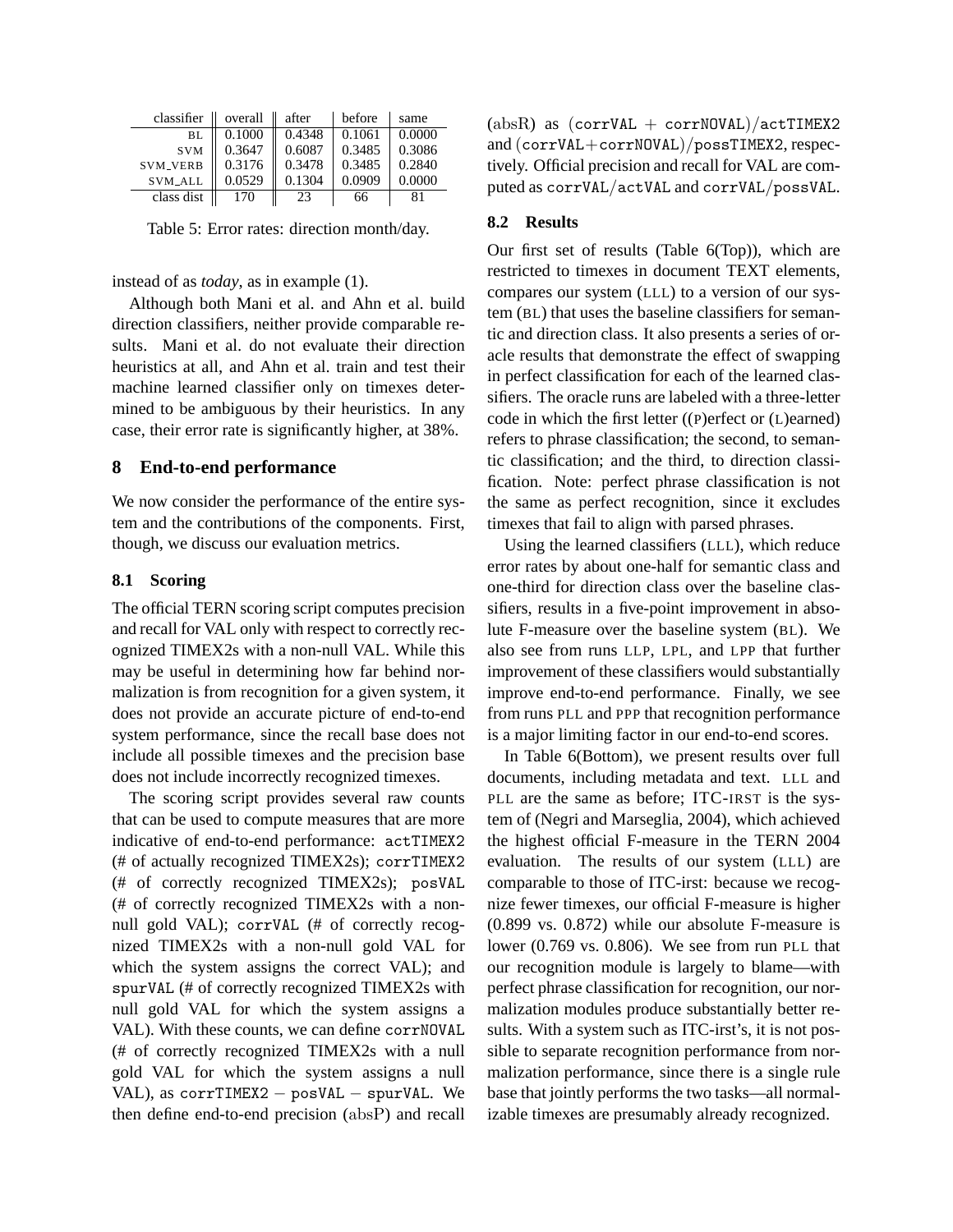| classifier | overall | after | before | same |
|---|---|---|---|---|
| BL | 0.1000 | 0.4348 | 0.1061 | 0.0000 |
| SVM | 0.3647 | 0.6087 | 0.3485 | 0.3086 |
| SVM_VERB | 0.3176 | 0.3478 | 0.3485 | 0.2840 |
| SVM_ALL | 0.0529 | 0.1304 | 0.0909 | 0.0000 |
| class dist | 170 | 23 | 66 | 81 |

Table 5: Error rates: direction month/day.

instead of as *today*, as in example (1).

Although both Mani et al. and Ahn et al. build direction classifiers, neither provide comparable results. Mani et al. do not evaluate their direction heuristics at all, and Ahn et al. train and test their machine learned classifier only on timexes determined to be ambiguous by their heuristics. In any case, their error rate is significantly higher, at 38%.

## 8 End-to-end performance

We now consider the performance of the entire system and the contributions of the components. First, though, we discuss our evaluation metrics.

### 8.1 Scoring

The official TERN scoring script computes precision and recall for VAL only with respect to correctly recognized TIMEX2s with a non-null VAL. While this may be useful in determining how far behind normalization is from recognition for a given system, it does not provide an accurate picture of end-to-end system performance, since the recall base does not include all possible timexes and the precision base does not include incorrectly recognized timexes.

The scoring script provides several raw counts that can be used to compute measures that are more indicative of end-to-end performance: `actTIMEX2` (# of actually recognized TIMEX2s); `corrTIMEX2` (# of correctly recognized TIMEX2s); `posVAL` (# of correctly recognized TIMEX2s with a non-null gold VAL); `corrVAL` (# of correctly recognized TIMEX2s with a non-null gold VAL for which the system assigns the correct VAL); and `spurVAL` (# of correctly recognized TIMEX2s with null gold VAL for which the system assigns a VAL). With these counts, we can define `corrNOVAL` (# of correctly recognized TIMEX2s with a null gold VAL for which the system assigns a null VAL), as $\texttt{corrTIMEX2} - \texttt{posVAL} - \texttt{spurVAL}$. We then define end-to-end precision ($\mathrm{absP}$) and recall ($\mathrm{absR}$) as $(\texttt{corrVAL} + \texttt{corrNOVAL})/\texttt{actTIMEX2}$ and $(\texttt{corrVAL}+\texttt{corrNOVAL})/\texttt{possTIMEX2}$, respectively. Official precision and recall for VAL are computed as $\texttt{corrVAL}/\texttt{actVAL}$ and $\texttt{corrVAL}/\texttt{possVAL}$.

### 8.2 Results

Our first set of results (Table 6(Top)), which are restricted to timexes in document TEXT elements, compares our system (LLL) to a version of our system (BL) that uses the baseline classifiers for semantic and direction class. It also presents a series of oracle results that demonstrate the effect of swapping in perfect classification for each of the learned classifiers. The oracle runs are labeled with a three-letter code in which the first letter ((P)erfect or (L)earned) refers to phrase classification; the second, to semantic classification; and the third, to direction classification. Note: perfect phrase classification is not the same as perfect recognition, since it excludes timexes that fail to align with parsed phrases.

Using the learned classifiers (LLL), which reduce error rates by about one-half for semantic class and one-third for direction class over the baseline classifiers, results in a five-point improvement in absolute F-measure over the baseline system (BL). We also see from runs LLP, LPL, and LPP that further improvement of these classifiers would substantially improve end-to-end performance. Finally, we see from runs PLL and PPP that recognition performance is a major limiting factor in our end-to-end scores.

In Table 6(Bottom), we present results over full documents, including metadata and text. LLL and PLL are the same as before; ITC-IRST is the system of (Negri and Marseglia, 2004), which achieved the highest official F-measure in the TERN 2004 evaluation. The results of our system (LLL) are comparable to those of ITC-irst: because we recognize fewer timexes, our official F-measure is higher (0.899 vs. 0.872) while our absolute F-measure is lower (0.769 vs. 0.806). We see from run PLL that our recognition module is largely to blame—with perfect phrase classification for recognition, our normalization modules produce substantially better results. With a system such as ITC-irst's, it is not possible to separate recognition performance from normalization performance, since there is a single rule base that jointly performs the two tasks—all normalizable timexes are presumably already recognized.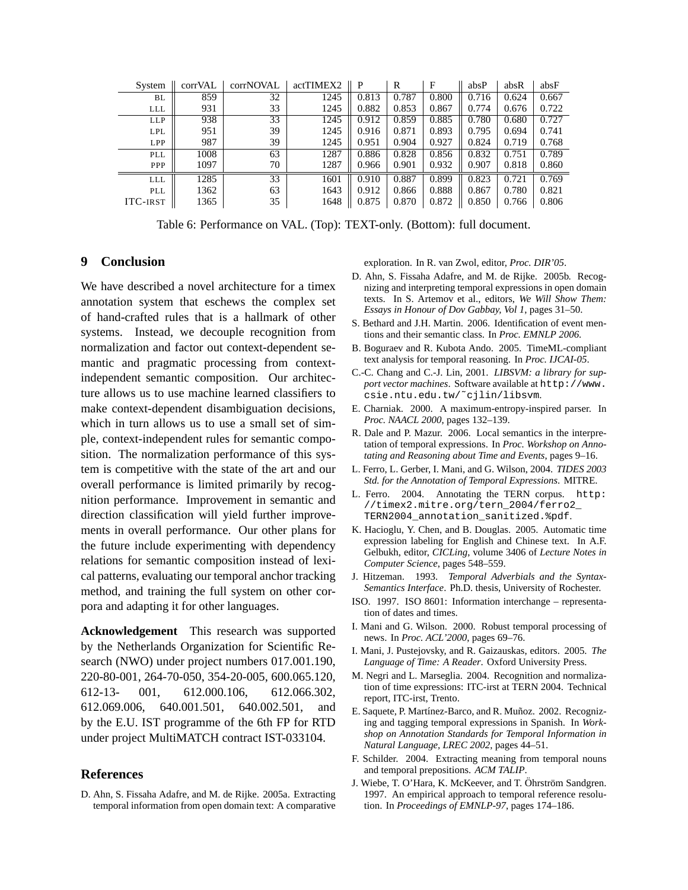| System | corrVAL | corrNOVAL | actTIMEX2 | P | R | F | absP | absR | absF |
|---|---|---|---|---|---|---|---|---|---|
| BL | 859 | 32 | 1245 | 0.813 | 0.787 | 0.800 | 0.716 | 0.624 | 0.667 |
| LLL | 931 | 33 | 1245 | 0.882 | 0.853 | 0.867 | 0.774 | 0.676 | 0.722 |
| LLP | 938 | 33 | 1245 | 0.912 | 0.859 | 0.885 | 0.780 | 0.680 | 0.727 |
| LPL | 951 | 39 | 1245 | 0.916 | 0.871 | 0.893 | 0.795 | 0.694 | 0.741 |
| LPP | 987 | 39 | 1245 | 0.951 | 0.904 | 0.927 | 0.824 | 0.719 | 0.768 |
| PLL | 1008 | 63 | 1287 | 0.886 | 0.828 | 0.856 | 0.832 | 0.751 | 0.789 |
| PPP | 1097 | 70 | 1287 | 0.966 | 0.901 | 0.932 | 0.907 | 0.818 | 0.860 |
| LLL | 1285 | 33 | 1601 | 0.910 | 0.887 | 0.899 | 0.823 | 0.721 | 0.769 |
| PLL | 1362 | 63 | 1643 | 0.912 | 0.866 | 0.888 | 0.867 | 0.780 | 0.821 |
| ITC-IRST | 1365 | 35 | 1648 | 0.875 | 0.870 | 0.872 | 0.850 | 0.766 | 0.806 |

Table 6: Performance on VAL. (Top): TEXT-only. (Bottom): full document.

## 9 Conclusion

We have described a novel architecture for a timex annotation system that eschews the complex set of hand-crafted rules that is a hallmark of other systems. Instead, we decouple recognition from normalization and factor out context-dependent semantic and pragmatic processing from context-independent semantic composition. Our architecture allows us to use machine learned classifiers to make context-dependent disambiguation decisions, which in turn allows us to use a small set of simple, context-independent rules for semantic composition. The normalization performance of this system is competitive with the state of the art and our overall performance is limited primarily by recognition performance. Improvement in semantic and direction classification will yield further improvements in overall performance. Our other plans for the future include experimenting with dependency relations for semantic composition instead of lexical patterns, evaluating our temporal anchor tracking method, and training the full system on other corpora and adapting it for other languages.

**Acknowledgement** This research was supported by the Netherlands Organization for Scientific Research (NWO) under project numbers 017.001.190, 220-80-001, 264-70-050, 354-20-005, 600.065.120, 612-13- 001, 612.000.106, 612.066.302, 612.069.006, 640.001.501, 640.002.501, and by the E.U. IST programme of the 6th FP for RTD under project MultiMATCH contract IST-033104.

## References

D. Ahn, S. Fissaha Adafre, and M. de Rijke. 2005a. Extracting temporal information from open domain text: A comparative exploration. In R. van Zwol, editor, *Proc. DIR'05*.

D. Ahn, S. Fissaha Adafre, and M. de Rijke. 2005b. Recognizing and interpreting temporal expressions in open domain texts. In S. Artemov et al., editors, *We Will Show Them: Essays in Honour of Dov Gabbay, Vol 1*, pages 31–50.

S. Bethard and J.H. Martin. 2006. Identification of event mentions and their semantic class. In *Proc. EMNLP 2006*.

B. Boguraev and R. Kubota Ando. 2005. TimeML-compliant text analysis for temporal reasoning. In *Proc. IJCAI-05*.

C.-C. Chang and C.-J. Lin, 2001. *LIBSVM: a library for support vector machines*. Software available at `http://www.csie.ntu.edu.tw/~cjlin/libsvm`.

E. Charniak. 2000. A maximum-entropy-inspired parser. In *Proc. NAACL 2000*, pages 132–139.

R. Dale and P. Mazur. 2006. Local semantics in the interpretation of temporal expressions. In *Proc. Workshop on Annotating and Reasoning about Time and Events*, pages 9–16.

L. Ferro, L. Gerber, I. Mani, and G. Wilson, 2004. *TIDES 2003 Std. for the Annotation of Temporal Expressions*. MITRE.

L. Ferro. 2004. Annotating the TERN corpus. `http://timex2.mitre.org/tern_2004/ferro2_TERN2004_annotation_sanitized.%pdf`.

K. Hacioglu, Y. Chen, and B. Douglas. 2005. Automatic time expression labeling for English and Chinese text. In A.F. Gelbukh, editor, *CICLing*, volume 3406 of *Lecture Notes in Computer Science*, pages 548–559.

J. Hitzeman. 1993. *Temporal Adverbials and the Syntax-Semantics Interface*. Ph.D. thesis, University of Rochester.

ISO. 1997. ISO 8601: Information interchange – representation of dates and times.

I. Mani and G. Wilson. 2000. Robust temporal processing of news. In *Proc. ACL'2000*, pages 69–76.

I. Mani, J. Pustejovsky, and R. Gaizauskas, editors. 2005. *The Language of Time: A Reader*. Oxford University Press.

M. Negri and L. Marseglia. 2004. Recognition and normalization of time expressions: ITC-irst at TERN 2004. Technical report, ITC-irst, Trento.

E. Saquete, P. Martínez-Barco, and R. Muñoz. 2002. Recognizing and tagging temporal expressions in Spanish. In *Workshop on Annotation Standards for Temporal Information in Natural Language, LREC 2002*, pages 44–51.

F. Schilder. 2004. Extracting meaning from temporal nouns and temporal prepositions. *ACM TALIP*.

J. Wiebe, T. O'Hara, K. McKeever, and T. Öhrström Sandgren. 1997. An empirical approach to temporal reference resolution. In *Proceedings of EMNLP-97*, pages 174–186.